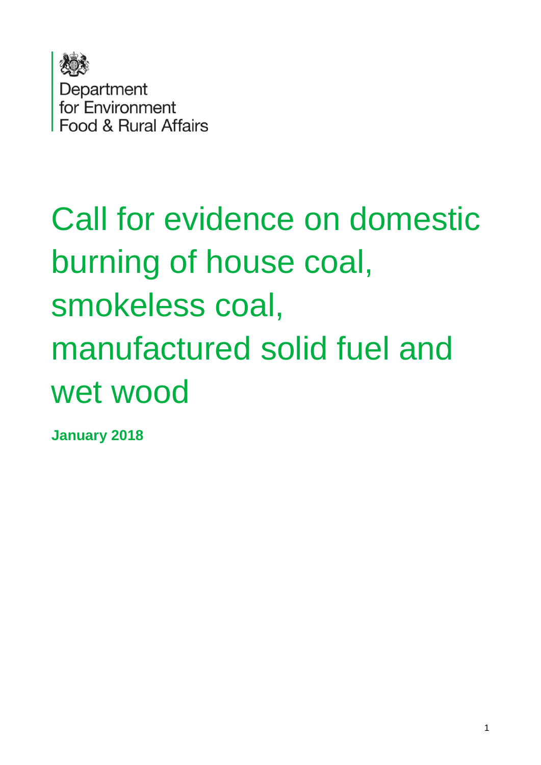Department
for Environment
Food & Rural Affairs

# Call for evidence on domestic burning of house coal, smokeless coal, manufactured solid fuel and wet wood

**January 2018**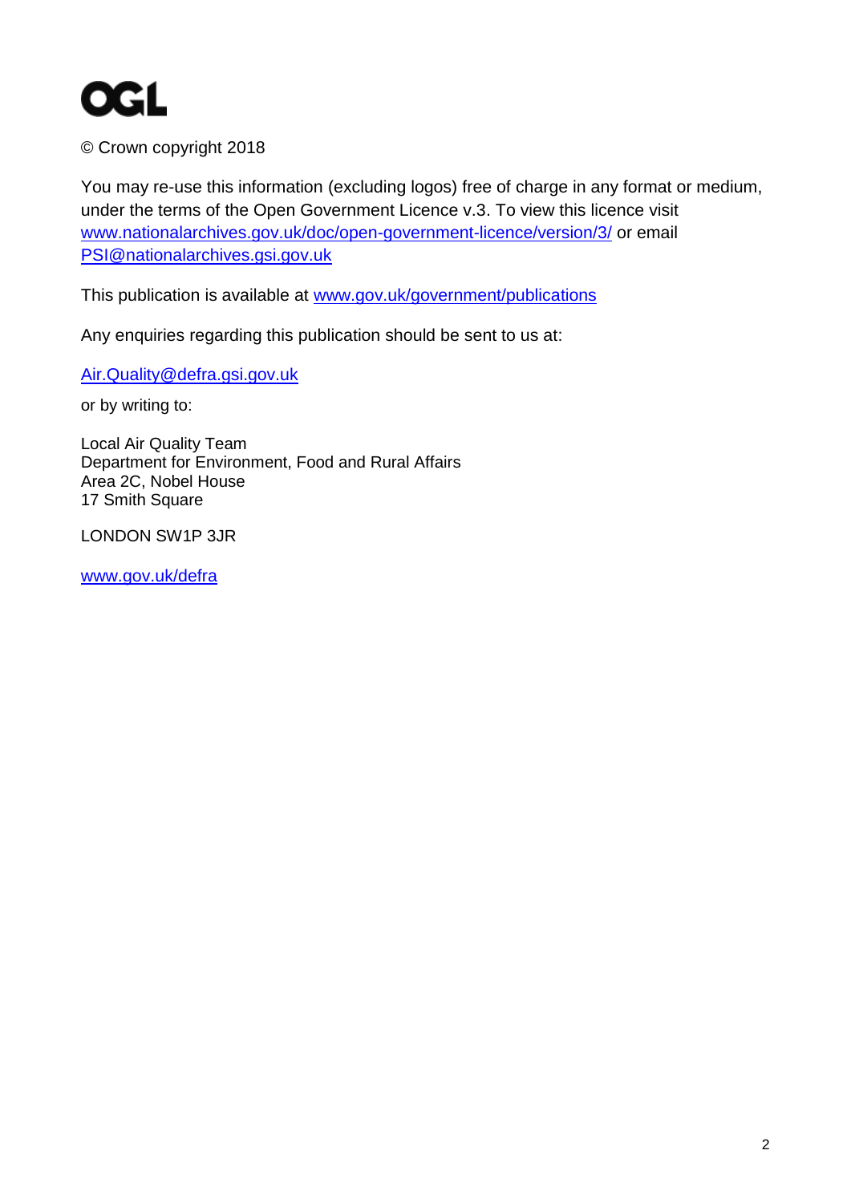OGL

© Crown copyright 2018

You may re-use this information (excluding logos) free of charge in any format or medium, under the terms of the Open Government Licence v.3. To view this licence visit www.nationalarchives.gov.uk/doc/open-government-licence/version/3/ or email PSI@nationalarchives.gsi.gov.uk

This publication is available at www.gov.uk/government/publications

Any enquiries regarding this publication should be sent to us at:

Air.Quality@defra.gsi.gov.uk

or by writing to:

Local Air Quality Team
Department for Environment, Food and Rural Affairs
Area 2C, Nobel House
17 Smith Square

LONDON SW1P 3JR

www.gov.uk/defra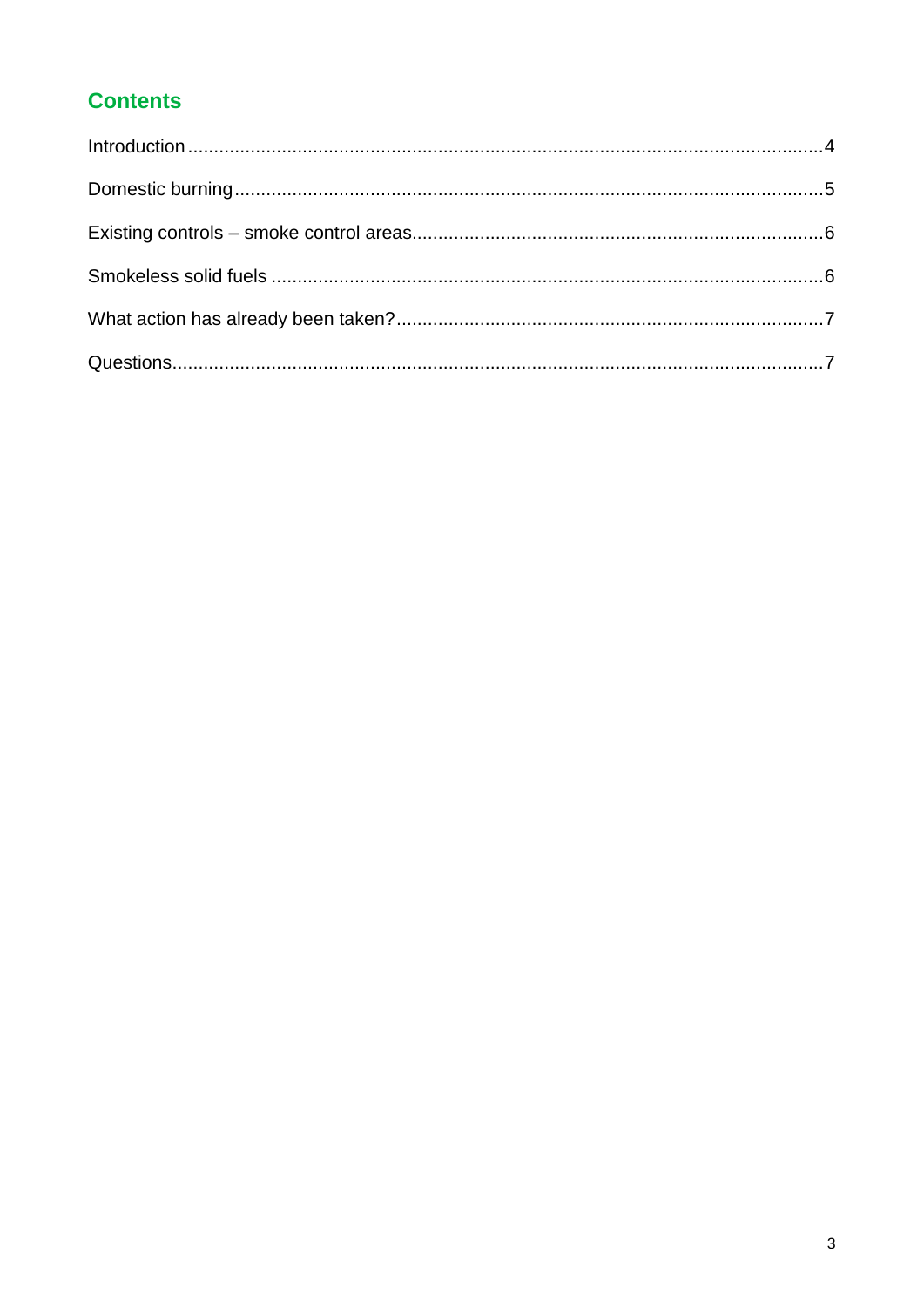## Contents

Introduction....................................................................................................................4

Domestic burning............................................................................................................5

Existing controls – smoke control areas.........................................................................6

Smokeless solid fuels .....................................................................................................6

What action has already been taken?.............................................................................7

Questions........................................................................................................................7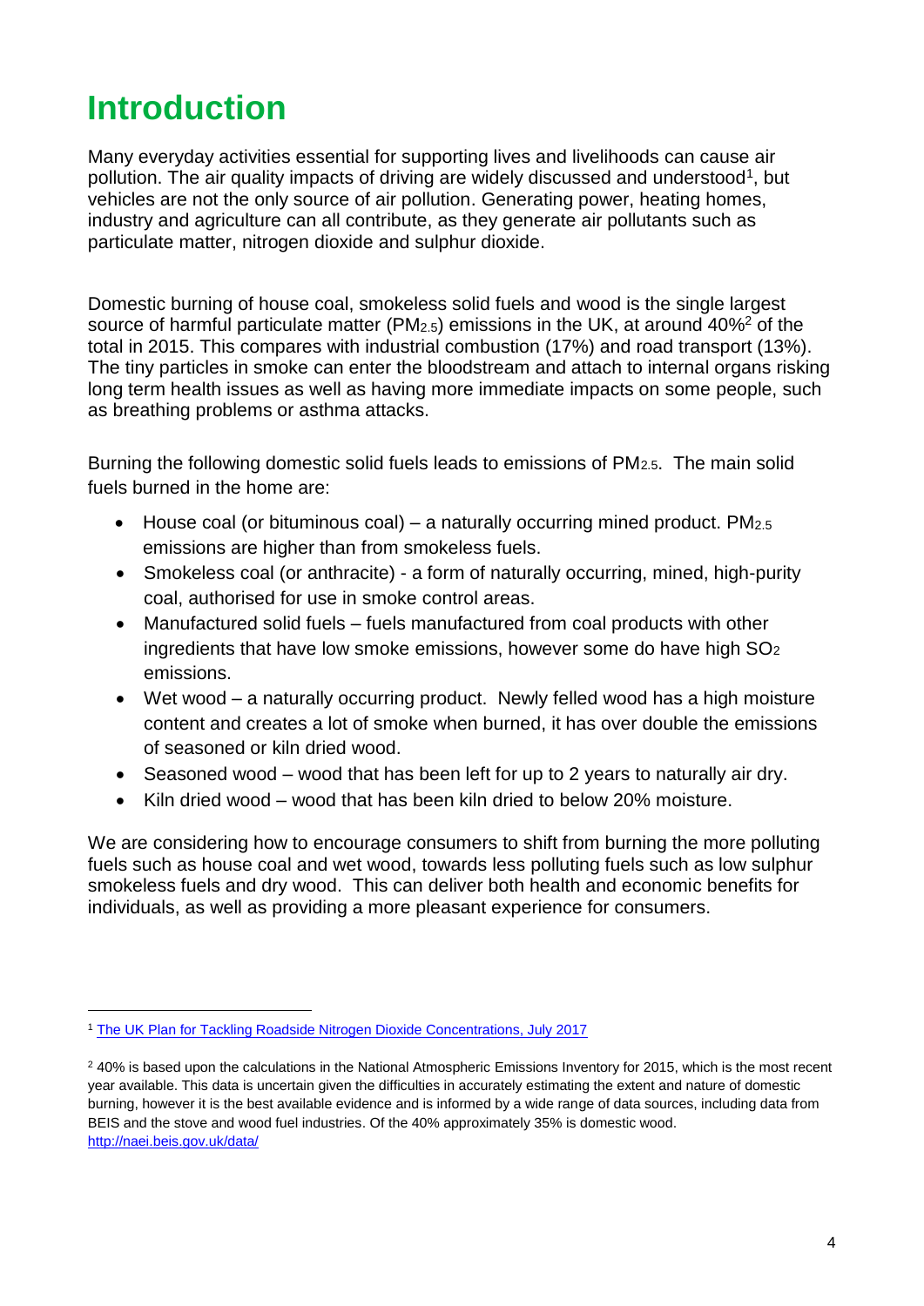# Introduction

Many everyday activities essential for supporting lives and livelihoods can cause air pollution. The air quality impacts of driving are widely discussed and understood[1], but vehicles are not the only source of air pollution. Generating power, heating homes, industry and agriculture can all contribute, as they generate air pollutants such as particulate matter, nitrogen dioxide and sulphur dioxide.

Domestic burning of house coal, smokeless solid fuels and wood is the single largest source of harmful particulate matter ($PM_{2.5}$) emissions in the UK, at around 40%[2] of the total in 2015. This compares with industrial combustion (17%) and road transport (13%). The tiny particles in smoke can enter the bloodstream and attach to internal organs risking long term health issues as well as having more immediate impacts on some people, such as breathing problems or asthma attacks.

Burning the following domestic solid fuels leads to emissions of $PM_{2.5}$. The main solid fuels burned in the home are:

- House coal (or bituminous coal) – a naturally occurring mined product. $PM_{2.5}$ emissions are higher than from smokeless fuels.
- Smokeless coal (or anthracite) - a form of naturally occurring, mined, high-purity coal, authorised for use in smoke control areas.
- Manufactured solid fuels – fuels manufactured from coal products with other ingredients that have low smoke emissions, however some do have high $SO_2$ emissions.
- Wet wood – a naturally occurring product. Newly felled wood has a high moisture content and creates a lot of smoke when burned, it has over double the emissions of seasoned or kiln dried wood.
- Seasoned wood – wood that has been left for up to 2 years to naturally air dry.
- Kiln dried wood – wood that has been kiln dried to below 20% moisture.

We are considering how to encourage consumers to shift from burning the more polluting fuels such as house coal and wet wood, towards less polluting fuels such as low sulphur smokeless fuels and dry wood. This can deliver both health and economic benefits for individuals, as well as providing a more pleasant experience for consumers.

---

[1] The UK Plan for Tackling Roadside Nitrogen Dioxide Concentrations, July 2017

[2] 40% is based upon the calculations in the National Atmospheric Emissions Inventory for 2015, which is the most recent year available. This data is uncertain given the difficulties in accurately estimating the extent and nature of domestic burning, however it is the best available evidence and is informed by a wide range of data sources, including data from BEIS and the stove and wood fuel industries. Of the 40% approximately 35% is domestic wood. http://naei.beis.gov.uk/data/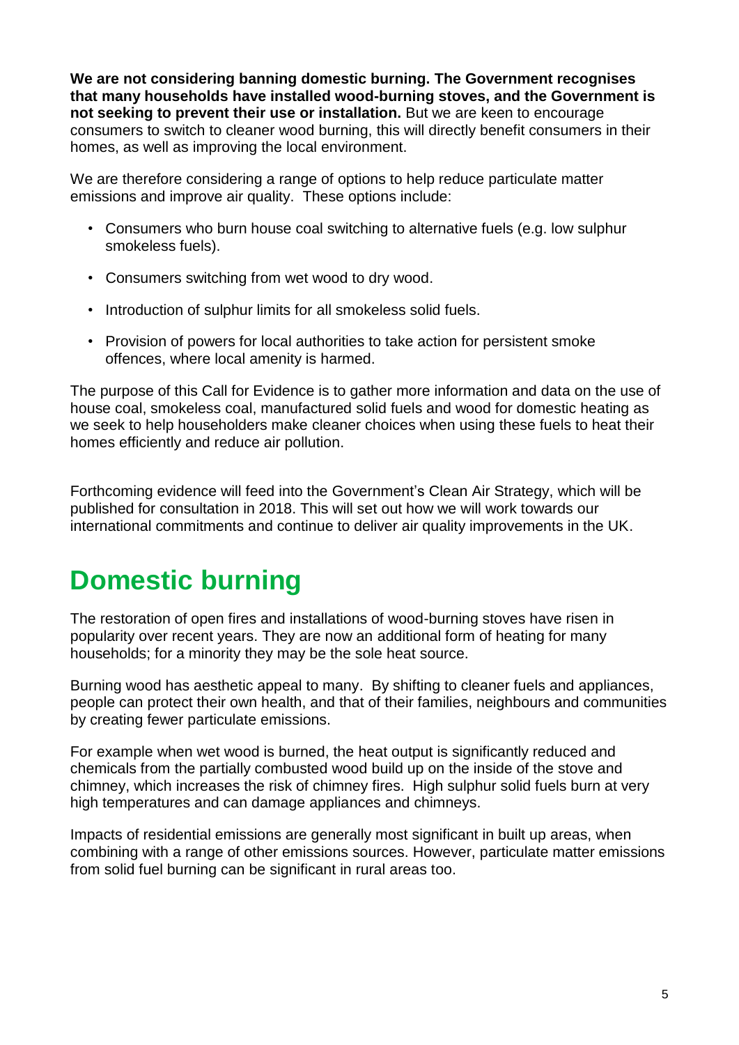**We are not considering banning domestic burning. The Government recognises that many households have installed wood-burning stoves, and the Government is not seeking to prevent their use or installation.** But we are keen to encourage consumers to switch to cleaner wood burning, this will directly benefit consumers in their homes, as well as improving the local environment.

We are therefore considering a range of options to help reduce particulate matter emissions and improve air quality. These options include:

- Consumers who burn house coal switching to alternative fuels (e.g. low sulphur smokeless fuels).
- Consumers switching from wet wood to dry wood.
- Introduction of sulphur limits for all smokeless solid fuels.
- Provision of powers for local authorities to take action for persistent smoke offences, where local amenity is harmed.

The purpose of this Call for Evidence is to gather more information and data on the use of house coal, smokeless coal, manufactured solid fuels and wood for domestic heating as we seek to help householders make cleaner choices when using these fuels to heat their homes efficiently and reduce air pollution.

Forthcoming evidence will feed into the Government's Clean Air Strategy, which will be published for consultation in 2018. This will set out how we will work towards our international commitments and continue to deliver air quality improvements in the UK.

# Domestic burning

The restoration of open fires and installations of wood-burning stoves have risen in popularity over recent years. They are now an additional form of heating for many households; for a minority they may be the sole heat source.

Burning wood has aesthetic appeal to many. By shifting to cleaner fuels and appliances, people can protect their own health, and that of their families, neighbours and communities by creating fewer particulate emissions.

For example when wet wood is burned, the heat output is significantly reduced and chemicals from the partially combusted wood build up on the inside of the stove and chimney, which increases the risk of chimney fires. High sulphur solid fuels burn at very high temperatures and can damage appliances and chimneys.

Impacts of residential emissions are generally most significant in built up areas, when combining with a range of other emissions sources. However, particulate matter emissions from solid fuel burning can be significant in rural areas too.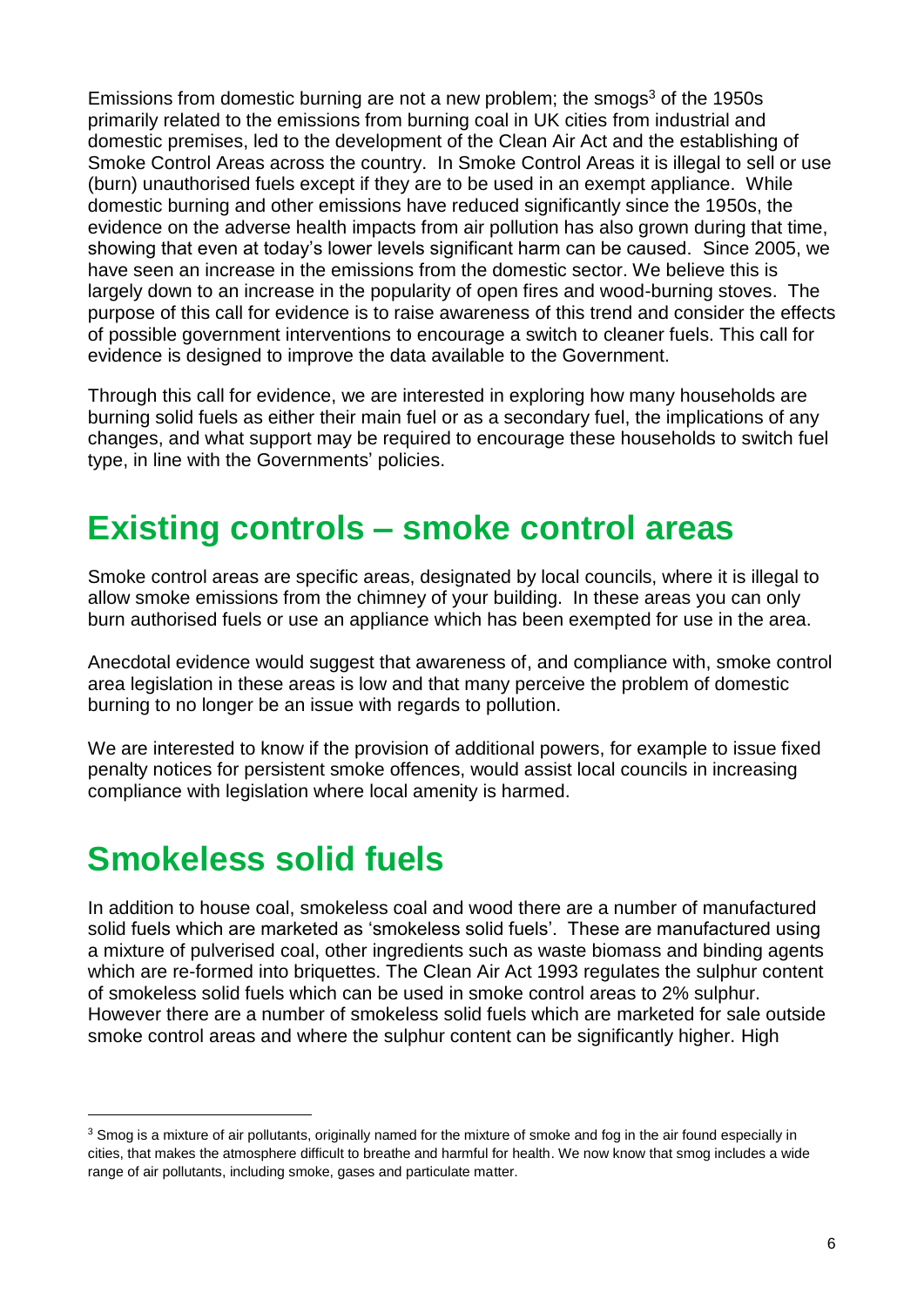Emissions from domestic burning are not a new problem; the smogs[3] of the 1950s primarily related to the emissions from burning coal in UK cities from industrial and domestic premises, led to the development of the Clean Air Act and the establishing of Smoke Control Areas across the country. In Smoke Control Areas it is illegal to sell or use (burn) unauthorised fuels except if they are to be used in an exempt appliance. While domestic burning and other emissions have reduced significantly since the 1950s, the evidence on the adverse health impacts from air pollution has also grown during that time, showing that even at today's lower levels significant harm can be caused. Since 2005, we have seen an increase in the emissions from the domestic sector. We believe this is largely down to an increase in the popularity of open fires and wood-burning stoves. The purpose of this call for evidence is to raise awareness of this trend and consider the effects of possible government interventions to encourage a switch to cleaner fuels. This call for evidence is designed to improve the data available to the Government.

Through this call for evidence, we are interested in exploring how many households are burning solid fuels as either their main fuel or as a secondary fuel, the implications of any changes, and what support may be required to encourage these households to switch fuel type, in line with the Governments' policies.

# Existing controls – smoke control areas

Smoke control areas are specific areas, designated by local councils, where it is illegal to allow smoke emissions from the chimney of your building. In these areas you can only burn authorised fuels or use an appliance which has been exempted for use in the area.

Anecdotal evidence would suggest that awareness of, and compliance with, smoke control area legislation in these areas is low and that many perceive the problem of domestic burning to no longer be an issue with regards to pollution.

We are interested to know if the provision of additional powers, for example to issue fixed penalty notices for persistent smoke offences, would assist local councils in increasing compliance with legislation where local amenity is harmed.

# Smokeless solid fuels

In addition to house coal, smokeless coal and wood there are a number of manufactured solid fuels which are marketed as 'smokeless solid fuels'. These are manufactured using a mixture of pulverised coal, other ingredients such as waste biomass and binding agents which are re-formed into briquettes. The Clean Air Act 1993 regulates the sulphur content of smokeless solid fuels which can be used in smoke control areas to 2% sulphur. However there are a number of smokeless solid fuels which are marketed for sale outside smoke control areas and where the sulphur content can be significantly higher. High

[3] Smog is a mixture of air pollutants, originally named for the mixture of smoke and fog in the air found especially in cities, that makes the atmosphere difficult to breathe and harmful for health. We now know that smog includes a wide range of air pollutants, including smoke, gases and particulate matter.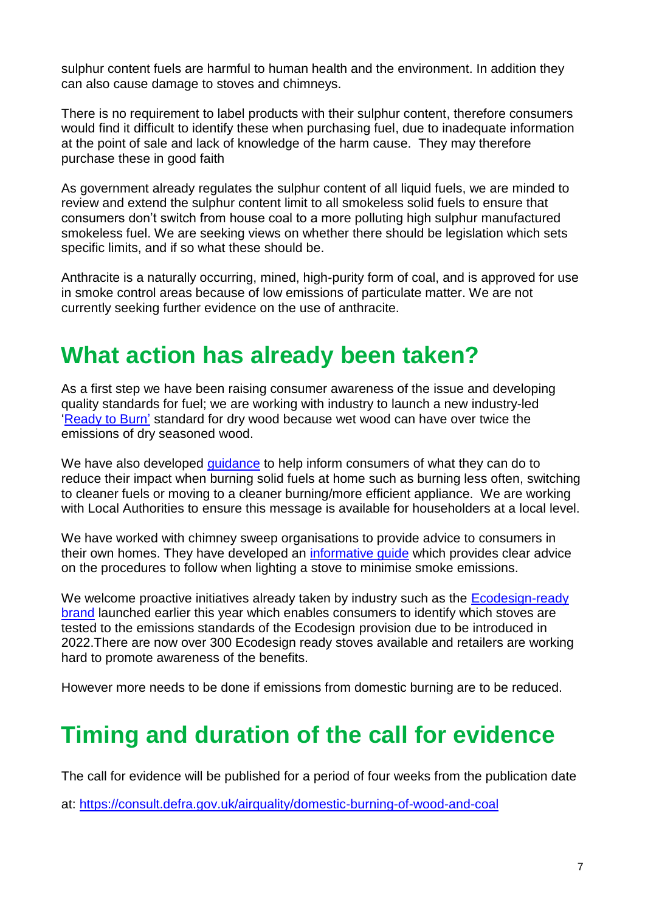sulphur content fuels are harmful to human health and the environment. In addition they can also cause damage to stoves and chimneys.

There is no requirement to label products with their sulphur content, therefore consumers would find it difficult to identify these when purchasing fuel, due to inadequate information at the point of sale and lack of knowledge of the harm cause. They may therefore purchase these in good faith

As government already regulates the sulphur content of all liquid fuels, we are minded to review and extend the sulphur content limit to all smokeless solid fuels to ensure that consumers don't switch from house coal to a more polluting high sulphur manufactured smokeless fuel. We are seeking views on whether there should be legislation which sets specific limits, and if so what these should be.

Anthracite is a naturally occurring, mined, high-purity form of coal, and is approved for use in smoke control areas because of low emissions of particulate matter. We are not currently seeking further evidence on the use of anthracite.

# What action has already been taken?

As a first step we have been raising consumer awareness of the issue and developing quality standards for fuel; we are working with industry to launch a new industry-led 'Ready to Burn' standard for dry wood because wet wood can have over twice the emissions of dry seasoned wood.

We have also developed guidance to help inform consumers of what they can do to reduce their impact when burning solid fuels at home such as burning less often, switching to cleaner fuels or moving to a cleaner burning/more efficient appliance. We are working with Local Authorities to ensure this message is available for householders at a local level.

We have worked with chimney sweep organisations to provide advice to consumers in their own homes. They have developed an informative guide which provides clear advice on the procedures to follow when lighting a stove to minimise smoke emissions.

We welcome proactive initiatives already taken by industry such as the Ecodesign-ready brand launched earlier this year which enables consumers to identify which stoves are tested to the emissions standards of the Ecodesign provision due to be introduced in 2022.There are now over 300 Ecodesign ready stoves available and retailers are working hard to promote awareness of the benefits.

However more needs to be done if emissions from domestic burning are to be reduced.

# Timing and duration of the call for evidence

The call for evidence will be published for a period of four weeks from the publication date

at: https://consult.defra.gov.uk/airquality/domestic-burning-of-wood-and-coal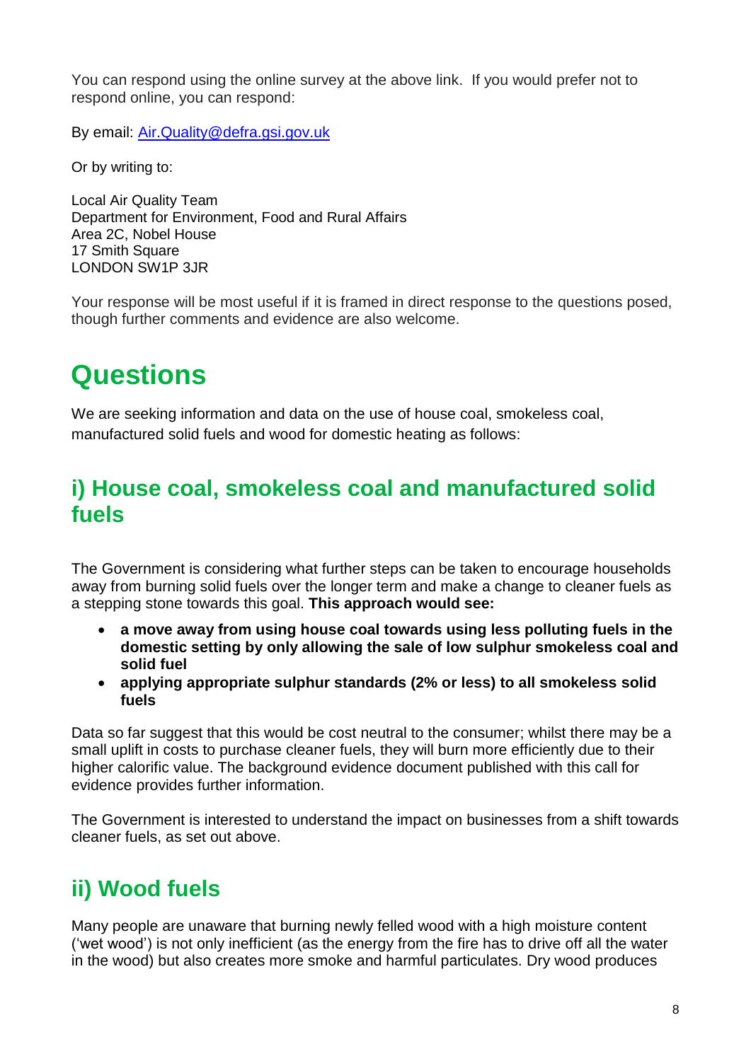You can respond using the online survey at the above link. If you would prefer not to respond online, you can respond:

By email: [Air.Quality@defra.gsi.gov.uk](mailto:Air.Quality@defra.gsi.gov.uk)

Or by writing to:

Local Air Quality Team
Department for Environment, Food and Rural Affairs
Area 2C, Nobel House
17 Smith Square
LONDON SW1P 3JR

Your response will be most useful if it is framed in direct response to the questions posed, though further comments and evidence are also welcome.

# Questions

We are seeking information and data on the use of house coal, smokeless coal, manufactured solid fuels and wood for domestic heating as follows:

## i) House coal, smokeless coal and manufactured solid fuels

The Government is considering what further steps can be taken to encourage households away from burning solid fuels over the longer term and make a change to cleaner fuels as a stepping stone towards this goal. **This approach would see:**

- **a move away from using house coal towards using less polluting fuels in the domestic setting by only allowing the sale of low sulphur smokeless coal and solid fuel**
- **applying appropriate sulphur standards (2% or less) to all smokeless solid fuels**

Data so far suggest that this would be cost neutral to the consumer; whilst there may be a small uplift in costs to purchase cleaner fuels, they will burn more efficiently due to their higher calorific value. The background evidence document published with this call for evidence provides further information.

The Government is interested to understand the impact on businesses from a shift towards cleaner fuels, as set out above.

## ii) Wood fuels

Many people are unaware that burning newly felled wood with a high moisture content ('wet wood') is not only inefficient (as the energy from the fire has to drive off all the water in the wood) but also creates more smoke and harmful particulates. Dry wood produces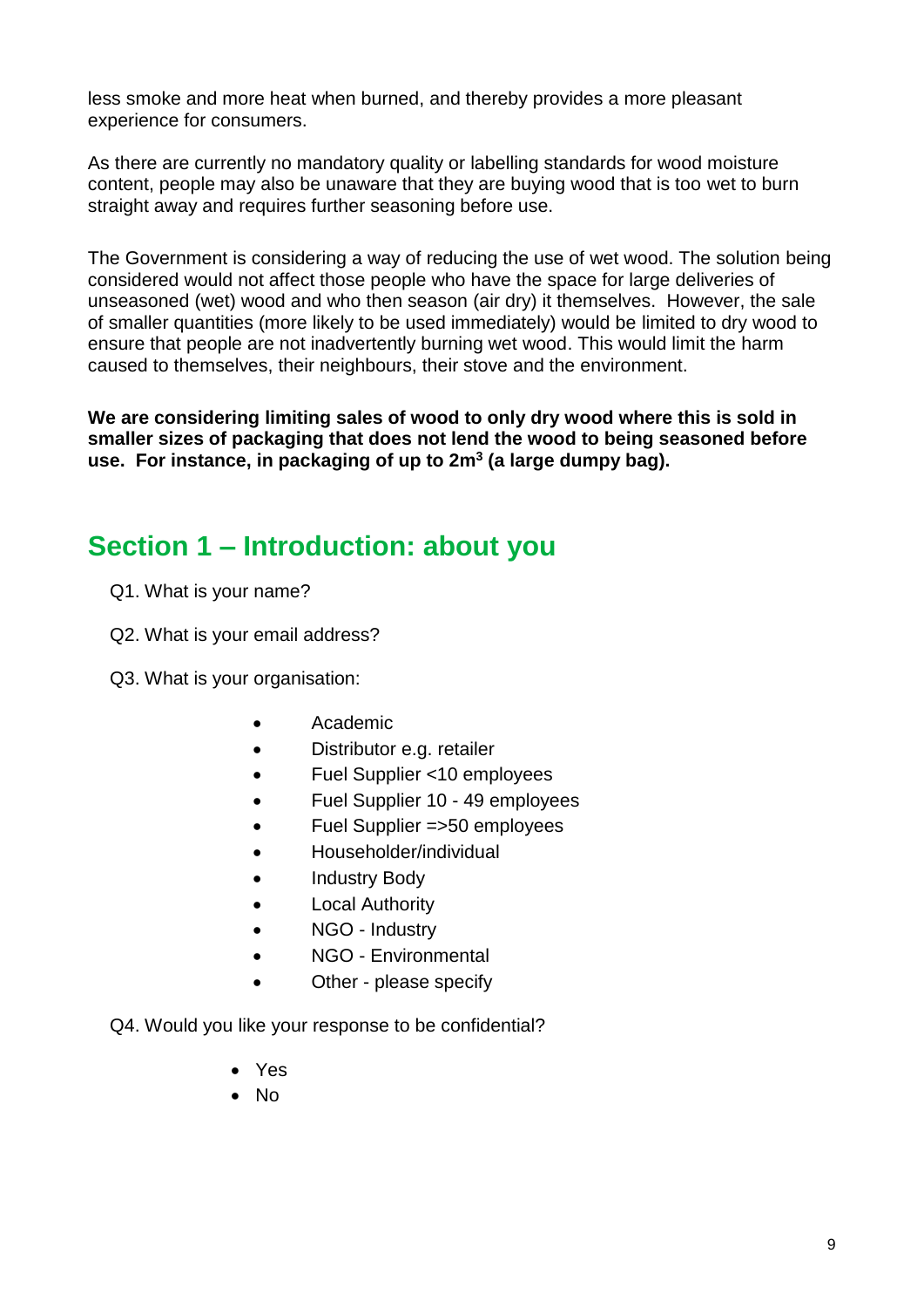less smoke and more heat when burned, and thereby provides a more pleasant experience for consumers.

As there are currently no mandatory quality or labelling standards for wood moisture content, people may also be unaware that they are buying wood that is too wet to burn straight away and requires further seasoning before use.

The Government is considering a way of reducing the use of wet wood. The solution being considered would not affect those people who have the space for large deliveries of unseasoned (wet) wood and who then season (air dry) it themselves. However, the sale of smaller quantities (more likely to be used immediately) would be limited to dry wood to ensure that people are not inadvertently burning wet wood. This would limit the harm caused to themselves, their neighbours, their stove and the environment.

**We are considering limiting sales of wood to only dry wood where this is sold in smaller sizes of packaging that does not lend the wood to being seasoned before use. For instance, in packaging of up to 2m$^3$ (a large dumpy bag).**

## Section 1 – Introduction: about you

Q1. What is your name?

Q2. What is your email address?

Q3. What is your organisation:

- Academic
- Distributor e.g. retailer
- Fuel Supplier <10 employees
- Fuel Supplier 10 - 49 employees
- Fuel Supplier =>50 employees
- Householder/individual
- Industry Body
- Local Authority
- NGO - Industry
- NGO - Environmental
- Other - please specify

Q4. Would you like your response to be confidential?

- Yes
- No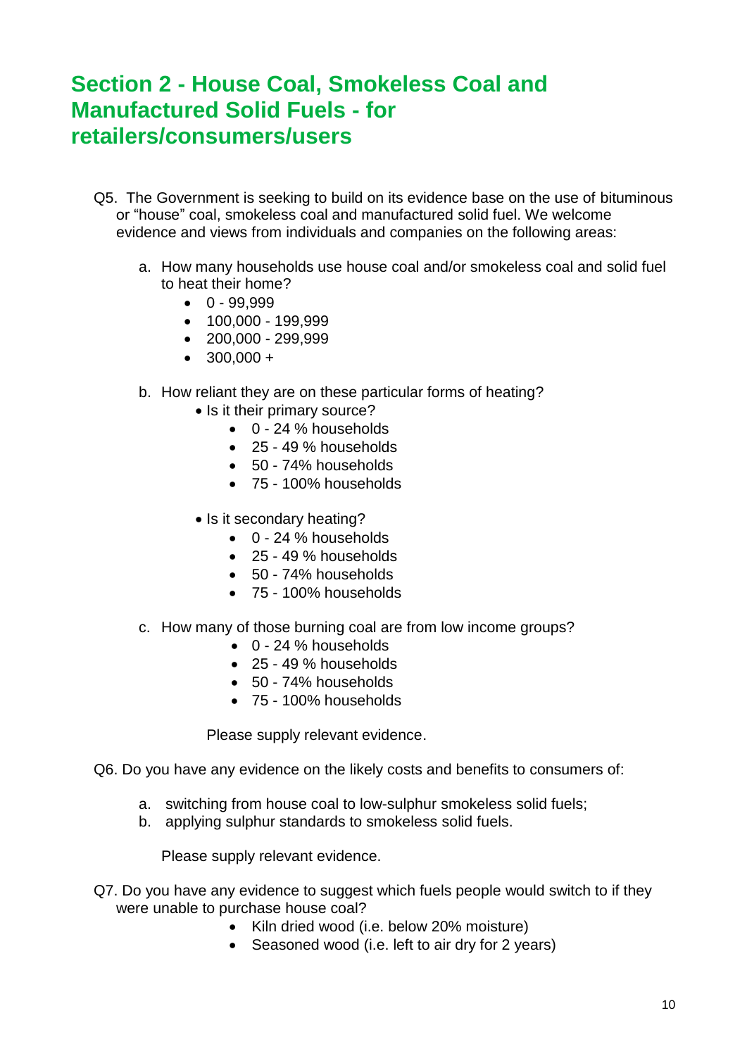## Section 2 - House Coal, Smokeless Coal and Manufactured Solid Fuels - for retailers/consumers/users

Q5. The Government is seeking to build on its evidence base on the use of bituminous or "house" coal, smokeless coal and manufactured solid fuel. We welcome evidence and views from individuals and companies on the following areas:

a. How many households use house coal and/or smokeless coal and solid fuel to heat their home?
   - 0 - 99,999
   - 100,000 - 199,999
   - 200,000 - 299,999
   - 300,000 +

b. How reliant they are on these particular forms of heating?
   - Is it their primary source?
     - 0 - 24 % households
     - 25 - 49 % households
     - 50 - 74% households
     - 75 - 100% households
   - Is it secondary heating?
     - 0 - 24 % households
     - 25 - 49 % households
     - 50 - 74% households
     - 75 - 100% households

c. How many of those burning coal are from low income groups?
   - 0 - 24 % households
   - 25 - 49 % households
   - 50 - 74% households
   - 75 - 100% households

   Please supply relevant evidence.

Q6. Do you have any evidence on the likely costs and benefits to consumers of:

a. switching from house coal to low-sulphur smokeless solid fuels;
b. applying sulphur standards to smokeless solid fuels.

   Please supply relevant evidence.

Q7. Do you have any evidence to suggest which fuels people would switch to if they were unable to purchase house coal?

- Kiln dried wood (i.e. below 20% moisture)
- Seasoned wood (i.e. left to air dry for 2 years)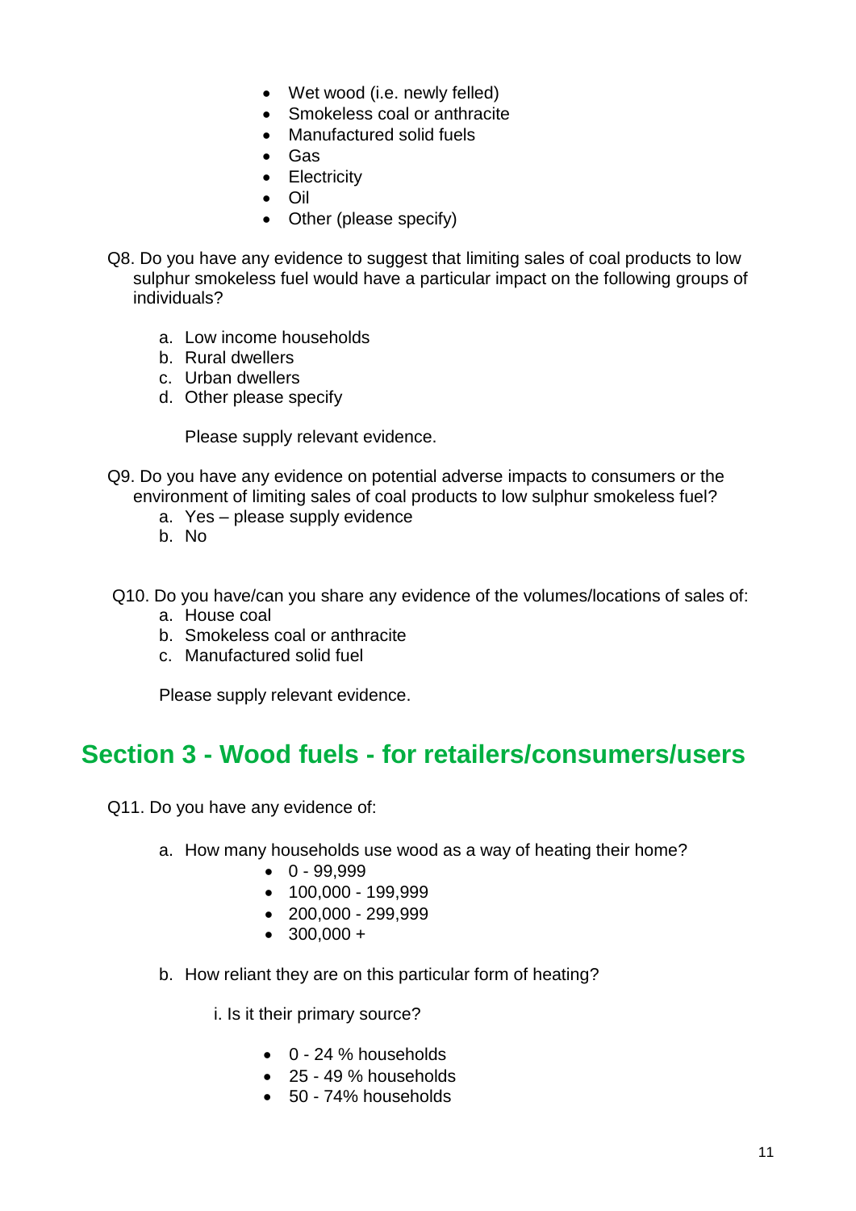- Wet wood (i.e. newly felled)
- Smokeless coal or anthracite
- Manufactured solid fuels
- Gas
- Electricity
- Oil
- Other (please specify)

Q8. Do you have any evidence to suggest that limiting sales of coal products to low sulphur smokeless fuel would have a particular impact on the following groups of individuals?

a. Low income households
b. Rural dwellers
c. Urban dwellers
d. Other please specify

Please supply relevant evidence.

Q9. Do you have any evidence on potential adverse impacts to consumers or the environment of limiting sales of coal products to low sulphur smokeless fuel?

a. Yes – please supply evidence
b. No

Q10. Do you have/can you share any evidence of the volumes/locations of sales of:

a. House coal
b. Smokeless coal or anthracite
c. Manufactured solid fuel

Please supply relevant evidence.

## Section 3 - Wood fuels - for retailers/consumers/users

Q11. Do you have any evidence of:

a. How many households use wood as a way of heating their home?
    - 0 - 99,999
    - 100,000 - 199,999
    - 200,000 - 299,999
    - 300,000 +

b. How reliant they are on this particular form of heating?

    i. Is it their primary source?

    - 0 - 24 % households
    - 25 - 49 % households
    - 50 - 74% households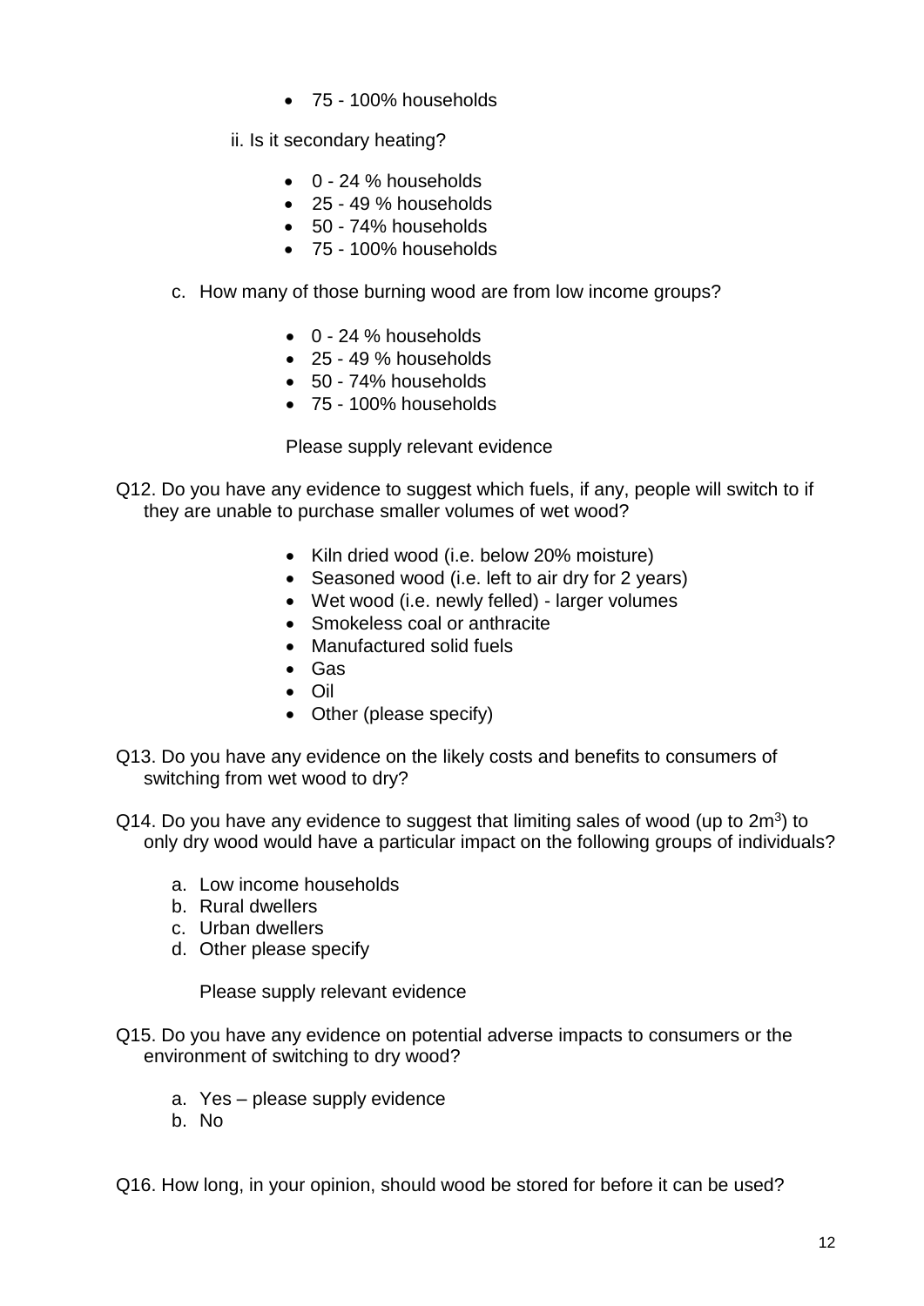- 75 - 100% households

ii. Is it secondary heating?

- 0 - 24 % households
- 25 - 49 % households
- 50 - 74% households
- 75 - 100% households

c. How many of those burning wood are from low income groups?

- 0 - 24 % households
- 25 - 49 % households
- 50 - 74% households
- 75 - 100% households

Please supply relevant evidence

Q12. Do you have any evidence to suggest which fuels, if any, people will switch to if they are unable to purchase smaller volumes of wet wood?

- Kiln dried wood (i.e. below 20% moisture)
- Seasoned wood (i.e. left to air dry for 2 years)
- Wet wood (i.e. newly felled) - larger volumes
- Smokeless coal or anthracite
- Manufactured solid fuels
- Gas
- Oil
- Other (please specify)

Q13. Do you have any evidence on the likely costs and benefits to consumers of switching from wet wood to dry?

Q14. Do you have any evidence to suggest that limiting sales of wood (up to $2m^3$) to only dry wood would have a particular impact on the following groups of individuals?

a. Low income households
b. Rural dwellers
c. Urban dwellers
d. Other please specify

Please supply relevant evidence

Q15. Do you have any evidence on potential adverse impacts to consumers or the environment of switching to dry wood?

a. Yes – please supply evidence
b. No

Q16. How long, in your opinion, should wood be stored for before it can be used?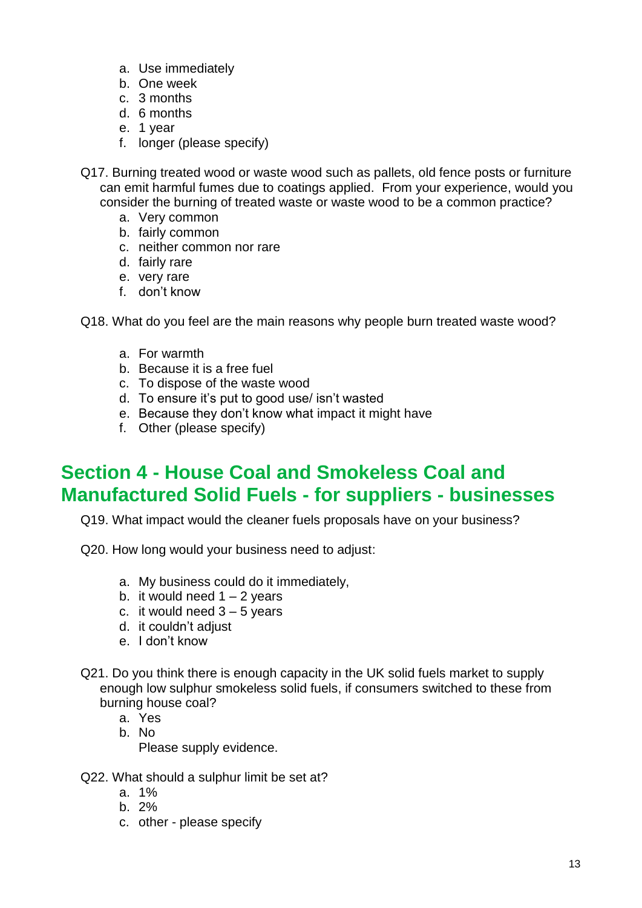a. Use immediately
b. One week
c. 3 months
d. 6 months
e. 1 year
f. longer (please specify)

Q17. Burning treated wood or waste wood such as pallets, old fence posts or furniture can emit harmful fumes due to coatings applied. From your experience, would you consider the burning of treated waste or waste wood to be a common practice?

a. Very common
b. fairly common
c. neither common nor rare
d. fairly rare
e. very rare
f. don't know

Q18. What do you feel are the main reasons why people burn treated waste wood?

a. For warmth
b. Because it is a free fuel
c. To dispose of the waste wood
d. To ensure it's put to good use/ isn't wasted
e. Because they don't know what impact it might have
f. Other (please specify)

## Section 4 - House Coal and Smokeless Coal and Manufactured Solid Fuels - for suppliers - businesses

Q19. What impact would the cleaner fuels proposals have on your business?

Q20. How long would your business need to adjust:

a. My business could do it immediately,
b. it would need 1 – 2 years
c. it would need 3 – 5 years
d. it couldn't adjust
e. I don't know

Q21. Do you think there is enough capacity in the UK solid fuels market to supply enough low sulphur smokeless solid fuels, if consumers switched to these from burning house coal?

a. Yes
b. No

   Please supply evidence.

Q22. What should a sulphur limit be set at?

a. 1%
b. 2%
c. other - please specify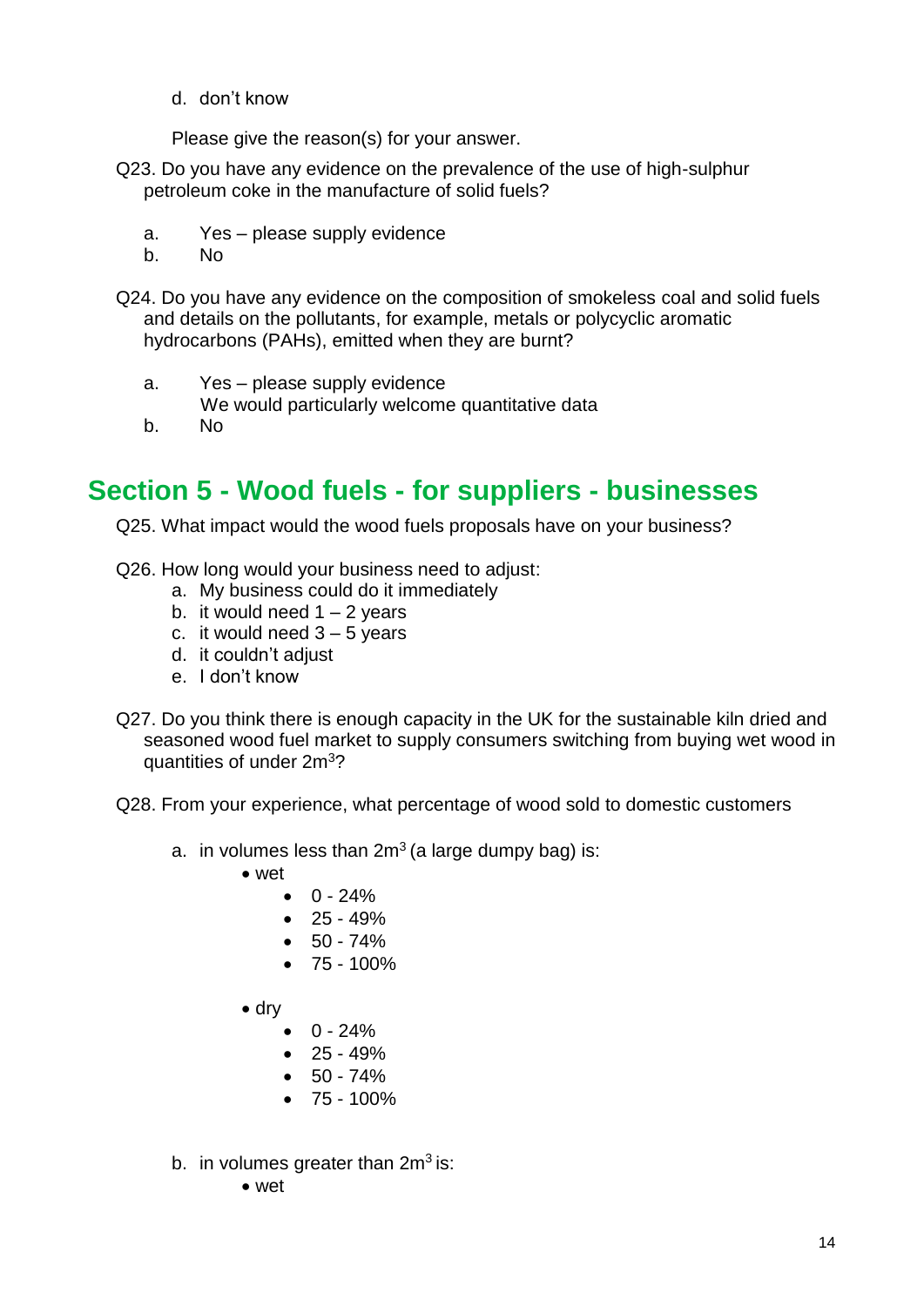d. don't know

Please give the reason(s) for your answer.

Q23. Do you have any evidence on the prevalence of the use of high-sulphur petroleum coke in the manufacture of solid fuels?

a. Yes – please supply evidence
b. No

Q24. Do you have any evidence on the composition of smokeless coal and solid fuels and details on the pollutants, for example, metals or polycyclic aromatic hydrocarbons (PAHs), emitted when they are burnt?

a. Yes – please supply evidence
   We would particularly welcome quantitative data
b. No

## Section 5 - Wood fuels - for suppliers - businesses

Q25. What impact would the wood fuels proposals have on your business?

Q26. How long would your business need to adjust:

a. My business could do it immediately
b. it would need 1 – 2 years
c. it would need 3 – 5 years
d. it couldn't adjust
e. I don't know

Q27. Do you think there is enough capacity in the UK for the sustainable kiln dried and seasoned wood fuel market to supply consumers switching from buying wet wood in quantities of under $2m^3$?

Q28. From your experience, what percentage of wood sold to domestic customers

a. in volumes less than $2m^3$ (a large dumpy bag) is:
   - wet
     - 0 - 24%
     - 25 - 49%
     - 50 - 74%
     - 75 - 100%
   - dry
     - 0 - 24%
     - 25 - 49%
     - 50 - 74%
     - 75 - 100%

b. in volumes greater than $2m^3$ is:
   - wet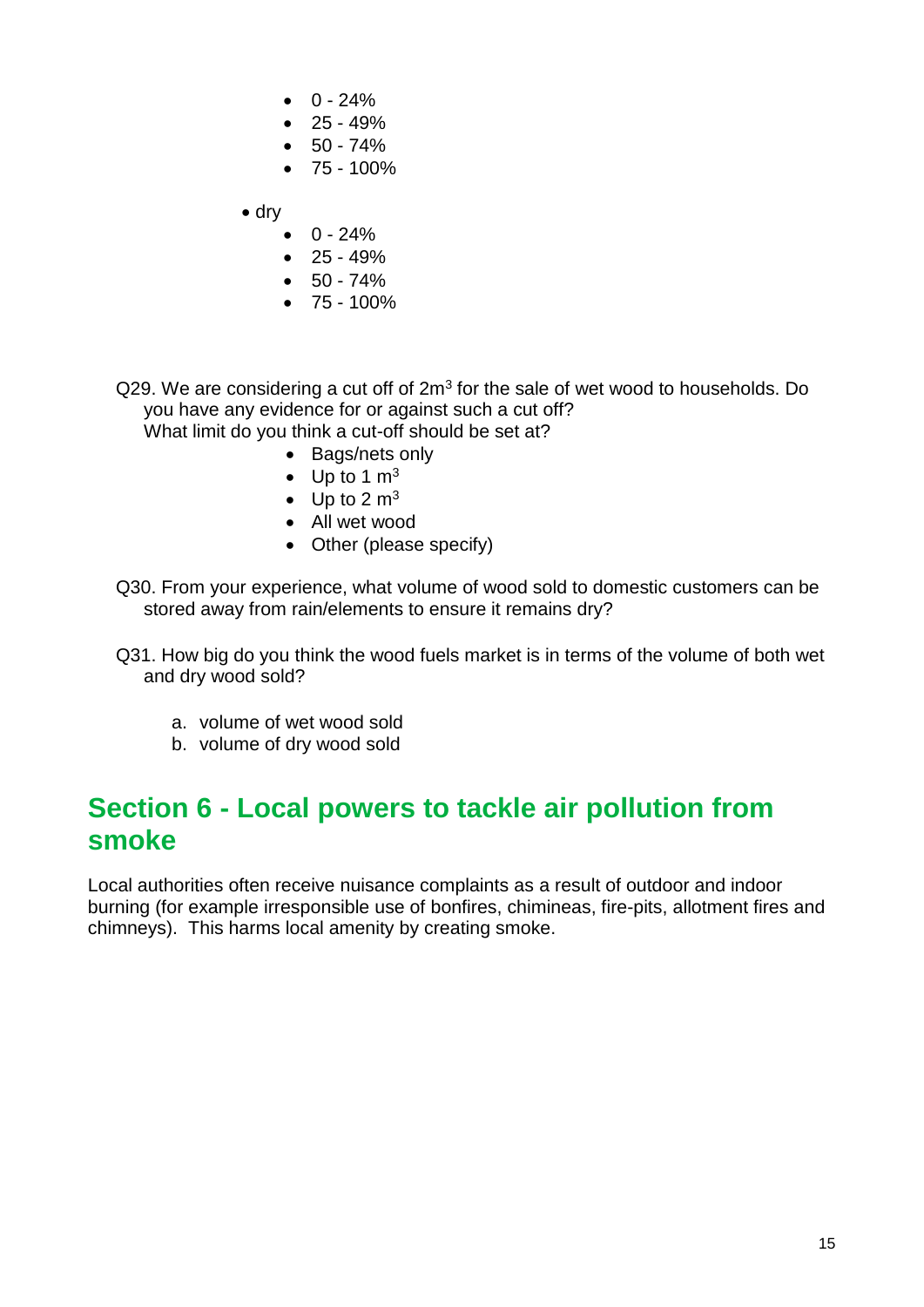- 0 - 24%
- 25 - 49%
- 50 - 74%
- 75 - 100%

- dry
    - 0 - 24%
    - 25 - 49%
    - 50 - 74%
    - 75 - 100%

Q29. We are considering a cut off of $2m^3$ for the sale of wet wood to households. Do you have any evidence for or against such a cut off?
What limit do you think a cut-off should be set at?

- Bags/nets only
- Up to 1 $m^3$
- Up to 2 $m^3$
- All wet wood
- Other (please specify)

Q30. From your experience, what volume of wood sold to domestic customers can be stored away from rain/elements to ensure it remains dry?

Q31. How big do you think the wood fuels market is in terms of the volume of both wet and dry wood sold?

a. volume of wet wood sold
b. volume of dry wood sold

## Section 6 - Local powers to tackle air pollution from smoke

Local authorities often receive nuisance complaints as a result of outdoor and indoor burning (for example irresponsible use of bonfires, chimineas, fire-pits, allotment fires and chimneys). This harms local amenity by creating smoke.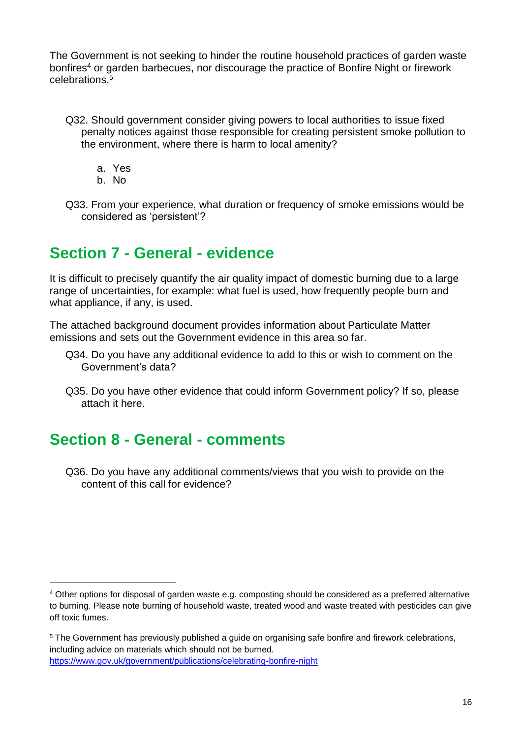The Government is not seeking to hinder the routine household practices of garden waste bonfires[4] or garden barbecues, nor discourage the practice of Bonfire Night or firework celebrations.[5]

Q32. Should government consider giving powers to local authorities to issue fixed penalty notices against those responsible for creating persistent smoke pollution to the environment, where there is harm to local amenity?

a. Yes
b. No

Q33. From your experience, what duration or frequency of smoke emissions would be considered as 'persistent'?

## Section 7 - General - evidence

It is difficult to precisely quantify the air quality impact of domestic burning due to a large range of uncertainties, for example: what fuel is used, how frequently people burn and what appliance, if any, is used.

The attached background document provides information about Particulate Matter emissions and sets out the Government evidence in this area so far.

Q34. Do you have any additional evidence to add to this or wish to comment on the Government's data?

Q35. Do you have other evidence that could inform Government policy? If so, please attach it here.

## Section 8 - General - comments

Q36. Do you have any additional comments/views that you wish to provide on the content of this call for evidence?

---

[4] Other options for disposal of garden waste e.g. composting should be considered as a preferred alternative to burning. Please note burning of household waste, treated wood and waste treated with pesticides can give off toxic fumes.

[5] The Government has previously published a guide on organising safe bonfire and firework celebrations, including advice on materials which should not be burned. https://www.gov.uk/government/publications/celebrating-bonfire-night